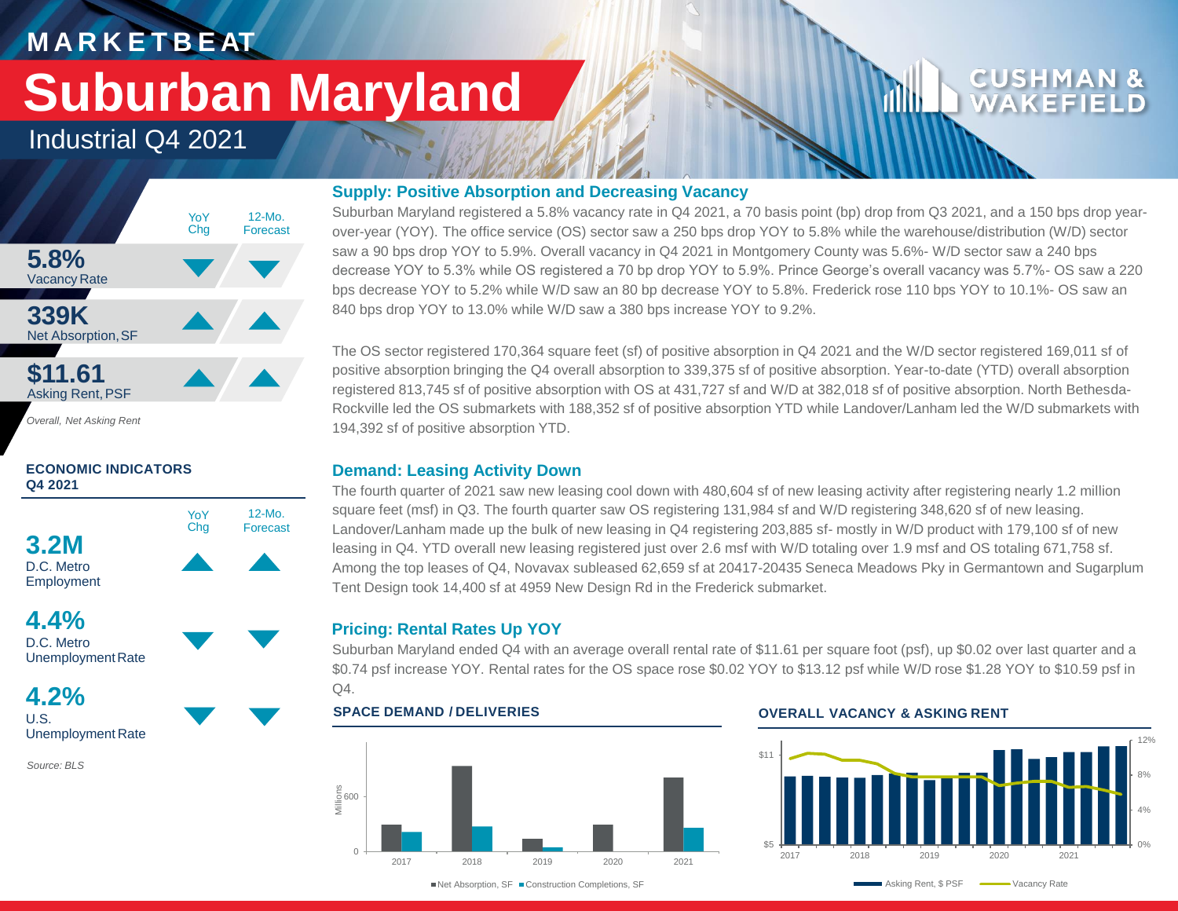# MARKETBEAT

# Suburban Maryland

## Industrial Q4 2021

| | YoY Chg | 12-Mo. Forecast |
|---|---|---|
| **5.8%** Vacancy Rate | ▼ | ▼ |
| **339K** Net Absorption, SF | ▲ | ▲ |
| **$11.61** Asking Rent, PSF | ▲ | ▲ |

*Overall, Net Asking Rent*

**ECONOMIC INDICATORS Q4 2021**

| | YoY Chg | 12-Mo. Forecast |
|---|---|---|
| **3.2M** D.C. Metro Employment | ▲ | ▲ |
| **4.4%** D.C. Metro Unemployment Rate | ▼ | ▼ |
| **4.2%** U.S. Unemployment Rate | ▼ | ▼ |

*Source: BLS*

### Supply: Positive Absorption and Decreasing Vacancy

Suburban Maryland registered a 5.8% vacancy rate in Q4 2021, a 70 basis point (bp) drop from Q3 2021, and a 150 bps drop year-over-year (YOY). The office service (OS) sector saw a 250 bps drop YOY to 5.8% while the warehouse/distribution (W/D) sector saw a 90 bps drop YOY to 5.9%. Overall vacancy in Q4 2021 in Montgomery County was 5.6%- W/D sector saw a 240 bps decrease YOY to 5.3% while OS registered a 70 bp drop YOY to 5.9%. Prince George's overall vacancy was 5.7%- OS saw a 220 bps decrease YOY to 5.2% while W/D saw an 80 bp decrease YOY to 5.8%. Frederick rose 110 bps YOY to 10.1%- OS saw an 840 bps drop YOY to 13.0% while W/D saw a 380 bps increase YOY to 9.2%.

The OS sector registered 170,364 square feet (sf) of positive absorption in Q4 2021 and the W/D sector registered 169,011 sf of positive absorption bringing the Q4 overall absorption to 339,375 sf of positive absorption. Year-to-date (YTD) overall absorption registered 813,745 sf of positive absorption with OS at 431,727 sf and W/D at 382,018 sf of positive absorption. North Bethesda-Rockville led the OS submarkets with 188,352 sf of positive absorption YTD while Landover/Lanham led the W/D submarkets with 194,392 sf of positive absorption YTD.

### Demand: Leasing Activity Down

The fourth quarter of 2021 saw new leasing cool down with 480,604 sf of new leasing activity after registering nearly 1.2 million square feet (msf) in Q3. The fourth quarter saw OS registering 131,984 sf and W/D registering 348,620 sf of new leasing. Landover/Lanham made up the bulk of new leasing in Q4 registering 203,885 sf- mostly in W/D product with 179,100 sf of new leasing in Q4. YTD overall new leasing registered just over 2.6 msf with W/D totaling over 1.9 msf and OS totaling 671,758 sf. Among the top leases of Q4, Novavax subleased 62,659 sf at 20417-20435 Seneca Meadows Pky in Germantown and Sugarplum Tent Design took 14,400 sf at 4959 New Design Rd in the Frederick submarket.

### Pricing: Rental Rates Up YOY

Suburban Maryland ended Q4 with an average overall rental rate of $11.61 per square foot (psf), up $0.02 over last quarter and a $0.74 psf increase YOY. Rental rates for the OS space rose $0.02 YOY to $13.12 psf while W/D rose $1.28 YOY to $10.59 psf in Q4.

**SPACE DEMAND / DELIVERIES**

Net Absorption, SF / Construction Completions, SF (Millions), 2017–2021

**OVERALL VACANCY & ASKING RENT**

Asking Rent, $ PSF / Vacancy Rate, 2017–2021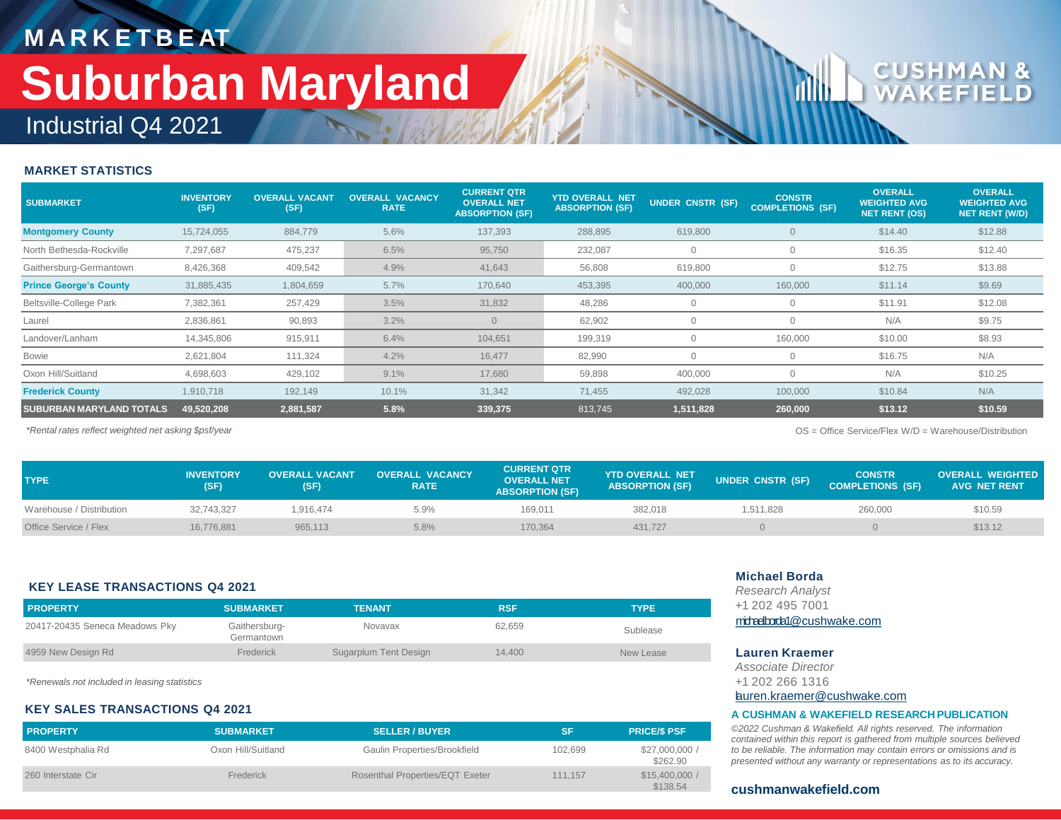# MARKETBEAT

# Suburban Maryland

## Industrial Q4 2021

### MARKET STATISTICS

| SUBMARKET | INVENTORY (SF) | OVERALL VACANT (SF) | OVERALL VACANCY RATE | CURRENT QTR OVERALL NET ABSORPTION (SF) | YTD OVERALL NET ABSORPTION (SF) | UNDER CNSTR (SF) | CONSTR COMPLETIONS (SF) | OVERALL WEIGHTED AVG NET RENT (OS) | OVERALL WEIGHTED AVG NET RENT (W/D) |
|---|---|---|---|---|---|---|---|---|---|
| **Montgomery County** | 15,724,055 | 884,779 | 5.6% | 137,393 | 288,895 | 619,800 | 0 | $14.40 | $12.88 |
| North Bethesda-Rockville | 7,297,687 | 475,237 | 6.5% | 95,750 | 232,087 | 0 | 0 | $16.35 | $12.40 |
| Gaithersburg-Germantown | 8,426,368 | 409,542 | 4.9% | 41,643 | 56,808 | 619,800 | 0 | $12.75 | $13.88 |
| **Prince George's County** | 31,885,435 | 1,804,659 | 5.7% | 170,640 | 453,395 | 400,000 | 160,000 | $11.14 | $9.69 |
| Beltsville-College Park | 7,382,361 | 257,429 | 3.5% | 31,832 | 48,286 | 0 | 0 | $11.91 | $12.08 |
| Laurel | 2,836,861 | 90,893 | 3.2% | 0 | 62,902 | 0 | 0 | N/A | $9.75 |
| Landover/Lanham | 14,345,806 | 915,911 | 6.4% | 104,651 | 199,319 | 0 | 160,000 | $10.00 | $8.93 |
| Bowie | 2,621,804 | 111,324 | 4.2% | 16,477 | 82,990 | 0 | 0 | $16.75 | N/A |
| Oxon Hill/Suitland | 4,698,603 | 429,102 | 9.1% | 17,680 | 59,898 | 400,000 | 0 | N/A | $10.25 |
| **Frederick County** | 1,910,718 | 192,149 | 10.1% | 31,342 | 71,455 | 492,028 | 100,000 | $10.84 | N/A |
| **SUBURBAN MARYLAND TOTALS** | **49,520,208** | **2,881,587** | **5.8%** | **339,375** | 813,745 | **1,511,828** | **260,000** | **$13.12** | **$10.59** |

*Rental rates reflect weighted net asking $psf/year*

OS = Office Service/Flex W/D = Warehouse/Distribution

| TYPE | INVENTORY (SF) | OVERALL VACANT (SF) | OVERALL VACANCY RATE | CURRENT QTR OVERALL NET ABSORPTION (SF) | YTD OVERALL NET ABSORPTION (SF) | UNDER CNSTR (SF) | CONSTR COMPLETIONS (SF) | OVERALL WEIGHTED AVG NET RENT |
|---|---|---|---|---|---|---|---|---|
| Warehouse / Distribution | 32,743,327 | 1,916,474 | 5.9% | 169,011 | 382,018 | 1,511,828 | 260,000 | $10.59 |
| Office Service / Flex | 16,776,881 | 965,113 | 5.8% | 170,364 | 431,727 | 0 | 0 | $13.12 |

### KEY LEASE TRANSACTIONS Q4 2021

| PROPERTY | SUBMARKET | TENANT | RSF | TYPE |
|---|---|---|---|---|
| 20417-20435 Seneca Meadows Pky | Gaithersburg-Germantown | Novavax | 62,659 | Sublease |
| 4959 New Design Rd | Frederick | Sugarplum Tent Design | 14,400 | New Lease |

*Renewals not included in leasing statistics

### KEY SALES TRANSACTIONS Q4 2021

| PROPERTY | SUBMARKET | SELLER / BUYER | SF | PRICE/$ PSF |
|---|---|---|---|---|
| 8400 Westphalia Rd | Oxon Hill/Suitland | Gaulin Properties/Brookfield | 102,699 | $27,000,000 / $262.90 |
| 260 Interstate Cir | Frederick | Rosenthal Properties/EQT Exeter | 111,157 | $15,400,000 / $138.54 |

**Michael Borda**
*Research Analyst*
+1 202 495 7001
michael.borda1@cushwake.com

**Lauren Kraemer**
*Associate Director*
+1 202 266 1316
lauren.kraemer@cushwake.com

**A CUSHMAN & WAKEFIELD RESEARCH PUBLICATION**

*©2022 Cushman & Wakefield. All rights reserved. The information contained within this report is gathered from multiple sources believed to be reliable. The information may contain errors or omissions and is presented without any warranty or representations as to its accuracy.*

**cushmanwakefield.com**